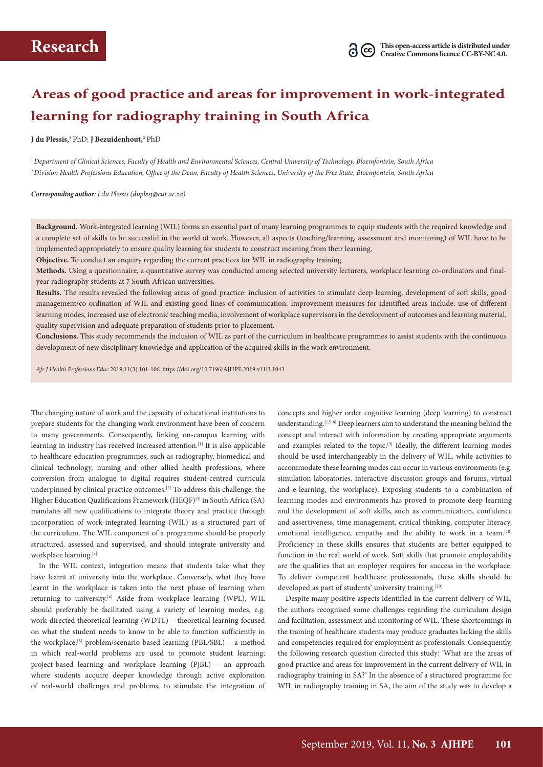# Research

This open-access article is distributed under Creative Commons licence CC-BY-NC 4.0.

## Areas of good practice and areas for improvement in work-integrated learning for radiography training in South Africa

**J du Plessis,**[1] PhD; **J Bezuidenhout,**[2] PhD

[1] *Department of Clinical Sciences, Faculty of Health and Environmental Sciences, Central University of Technology, Bloemfontein, South Africa*
[2] *Division Health Professions Education, Office of the Dean, Faculty of Health Sciences, University of the Free State, Bloemfontein, South Africa*

***Corresponding author:** J du Plessis (duplesj@cut.ac.za)*

**Background.** Work-integrated learning (WIL) forms an essential part of many learning programmes to equip students with the required knowledge and a complete set of skills to be successful in the world of work. However, all aspects (teaching/learning, assessment and monitoring) of WIL have to be implemented appropriately to ensure quality learning for students to construct meaning from their learning.

**Objective.** To conduct an enquiry regarding the current practices for WIL in radiography training.

**Methods.** Using a questionnaire, a quantitative survey was conducted among selected university lecturers, workplace learning co-ordinators and final-year radiography students at 7 South African universities.

**Results.** The results revealed the following areas of good practice: inclusion of activities to stimulate deep learning, development of soft skills, good management/co-ordination of WIL and existing good lines of communication. Improvement measures for identified areas include: use of different learning modes, increased use of electronic teaching media, involvement of workplace supervisors in the development of outcomes and learning material, quality supervision and adequate preparation of students prior to placement.

**Conclusions.** This study recommends the inclusion of WIL as part of the curriculum in healthcare programmes to assist students with the continuous development of new disciplinary knowledge and application of the acquired skills in the work environment.

*Afr J Health Professions Educ* 2019;11(3):101-106. https://doi.org/10.7196/AJHPE.2019.v11i3.1043

The changing nature of work and the capacity of educational institutions to prepare students for the changing work environment have been of concern to many governments. Consequently, linking on-campus learning with learning in industry has received increased attention.[1] It is also applicable to healthcare education programmes, such as radiography, biomedical and clinical technology, nursing and other allied health professions, where conversion from analogue to digital requires student-centred curricula underpinned by clinical practice outcomes.[2] To address this challenge, the Higher Education Qualifications Framework (HEQF)[3] in South Africa (SA) mandates all new qualifications to integrate theory and practice through incorporation of work-integrated learning (WIL) as a structured part of the curriculum. The WIL component of a programme should be properly structured, assessed and supervised, and should integrate university and workplace learning.[3]

In the WIL context, integration means that students take what they have learnt at university into the workplace. Conversely, what they have learnt in the workplace is taken into the next phase of learning when returning to university.[4] Aside from workplace learning (WPL), WIL should preferably be facilitated using a variety of learning modes, e.g. work-directed theoretical learning (WDTL) – theoretical learning focused on what the student needs to know to be able to function sufficiently in the workplace;[5] problem/scenario-based learning (PBL/SBL) – a method in which real-world problems are used to promote student learning; project-based learning and workplace learning (PjBL) – an approach where students acquire deeper knowledge through active exploration of real-world challenges and problems, to stimulate the integration of concepts and higher order cognitive learning (deep learning) to construct understanding.[1,5-8] Deep learners aim to understand the meaning behind the concept and interact with information by creating appropriate arguments and examples related to the topic.[9] Ideally, the different learning modes should be used interchangeably in the delivery of WIL, while activities to accommodate these learning modes can occur in various environments (e.g. simulation laboratories, interactive discussion groups and forums, virtual and e-learning, the workplace). Exposing students to a combination of learning modes and environments has proved to promote deep learning and the development of soft skills, such as communication, confidence and assertiveness, time management, critical thinking, computer literacy, emotional intelligence, empathy and the ability to work in a team.[10] Proficiency in these skills ensures that students are better equipped to function in the real world of work. Soft skills that promote employability are the qualities that an employer requires for success in the workplace. To deliver competent healthcare professionals, these skills should be developed as part of students' university training.[10]

Despite many positive aspects identified in the current delivery of WIL, the authors recognised some challenges regarding the curriculum design and facilitation, assessment and monitoring of WIL. These shortcomings in the training of healthcare students may produce graduates lacking the skills and competencies required for employment as professionals. Consequently, the following research question directed this study: 'What are the areas of good practice and areas for improvement in the current delivery of WIL in radiography training in SA?' In the absence of a structured programme for WIL in radiography training in SA, the aim of the study was to develop a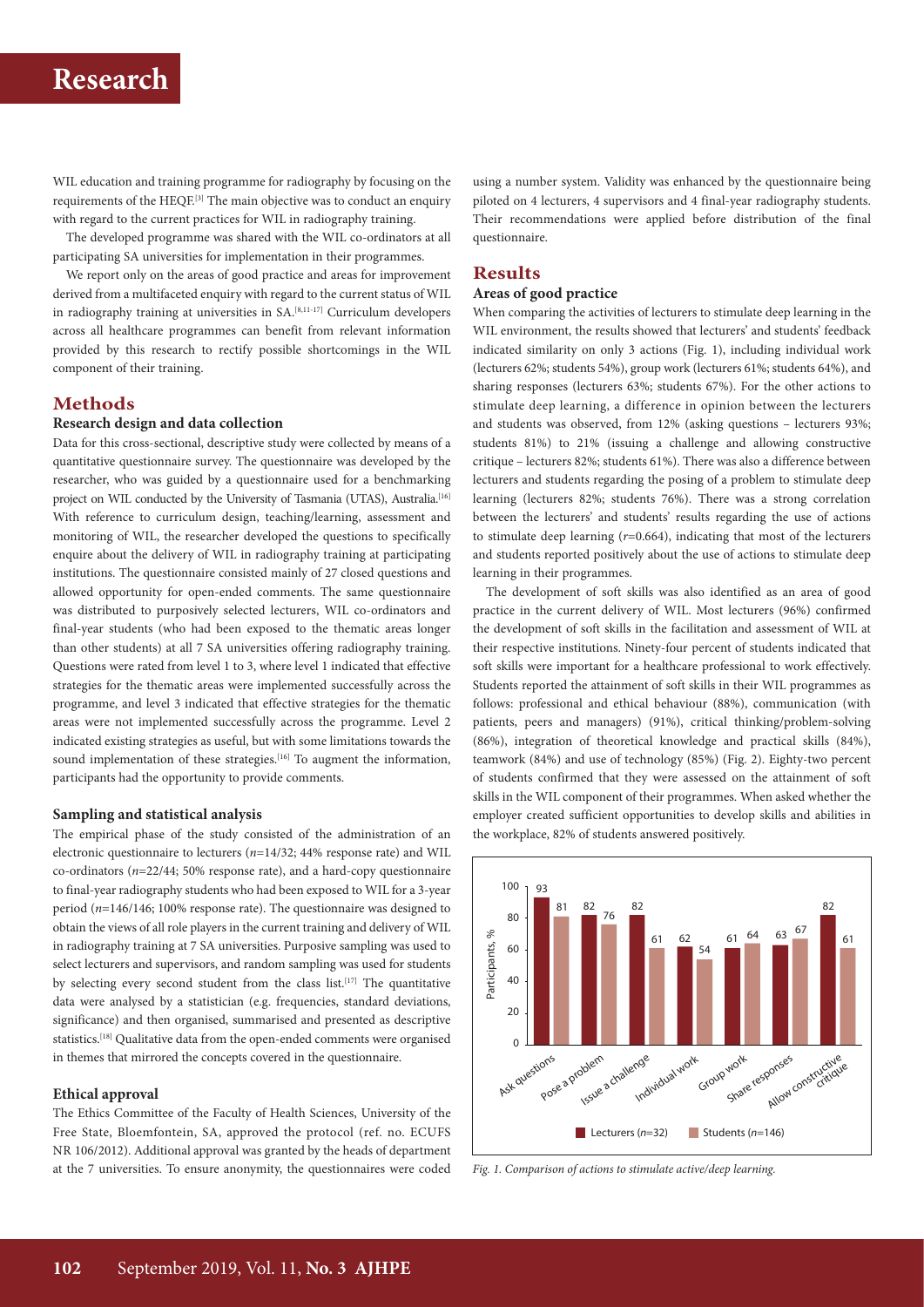WIL education and training programme for radiography by focusing on the requirements of the HEQF.[3] The main objective was to conduct an enquiry with regard to the current practices for WIL in radiography training.

The developed programme was shared with the WIL co-ordinators at all participating SA universities for implementation in their programmes.

We report only on the areas of good practice and areas for improvement derived from a multifaceted enquiry with regard to the current status of WIL in radiography training at universities in SA.[8,11-17] Curriculum developers across all healthcare programmes can benefit from relevant information provided by this research to rectify possible shortcomings in the WIL component of their training.

## Methods

### Research design and data collection

Data for this cross-sectional, descriptive study were collected by means of a quantitative questionnaire survey. The questionnaire was developed by the researcher, who was guided by a questionnaire used for a benchmarking project on WIL conducted by the University of Tasmania (UTAS), Australia.[16] With reference to curriculum design, teaching/learning, assessment and monitoring of WIL, the researcher developed the questions to specifically enquire about the delivery of WIL in radiography training at participating institutions. The questionnaire consisted mainly of 27 closed questions and allowed opportunity for open-ended comments. The same questionnaire was distributed to purposively selected lecturers, WIL co-ordinators and final-year students (who had been exposed to the thematic areas longer than other students) at all 7 SA universities offering radiography training. Questions were rated from level 1 to 3, where level 1 indicated that effective strategies for the thematic areas were implemented successfully across the programme, and level 3 indicated that effective strategies for the thematic areas were not implemented successfully across the programme. Level 2 indicated existing strategies as useful, but with some limitations towards the sound implementation of these strategies.[16] To augment the information, participants had the opportunity to provide comments.

### Sampling and statistical analysis

The empirical phase of the study consisted of the administration of an electronic questionnaire to lecturers ($n$=14/32; 44% response rate) and WIL co-ordinators ($n$=22/44; 50% response rate), and a hard-copy questionnaire to final-year radiography students who had been exposed to WIL for a 3-year period ($n$=146/146; 100% response rate). The questionnaire was designed to obtain the views of all role players in the current training and delivery of WIL in radiography training at 7 SA universities. Purposive sampling was used to select lecturers and supervisors, and random sampling was used for students by selecting every second student from the class list.[17] The quantitative data were analysed by a statistician (e.g. frequencies, standard deviations, significance) and then organised, summarised and presented as descriptive statistics.[18] Qualitative data from the open-ended comments were organised in themes that mirrored the concepts covered in the questionnaire.

### Ethical approval

The Ethics Committee of the Faculty of Health Sciences, University of the Free State, Bloemfontein, SA, approved the protocol (ref. no. ECUFS NR 106/2012). Additional approval was granted by the heads of department at the 7 universities. To ensure anonymity, the questionnaires were coded using a number system. Validity was enhanced by the questionnaire being piloted on 4 lecturers, 4 supervisors and 4 final-year radiography students. Their recommendations were applied before distribution of the final questionnaire.

## Results

### Areas of good practice

When comparing the activities of lecturers to stimulate deep learning in the WIL environment, the results showed that lecturers' and students' feedback indicated similarity on only 3 actions (Fig. 1), including individual work (lecturers 62%; students 54%), group work (lecturers 61%; students 64%), and sharing responses (lecturers 63%; students 67%). For the other actions to stimulate deep learning, a difference in opinion between the lecturers and students was observed, from 12% (asking questions – lecturers 93%; students 81%) to 21% (issuing a challenge and allowing constructive critique – lecturers 82%; students 61%). There was also a difference between lecturers and students regarding the posing of a problem to stimulate deep learning (lecturers 82%; students 76%). There was a strong correlation between the lecturers' and students' results regarding the use of actions to stimulate deep learning ($r$=0.664), indicating that most of the lecturers and students reported positively about the use of actions to stimulate deep learning in their programmes.

The development of soft skills was also identified as an area of good practice in the current delivery of WIL. Most lecturers (96%) confirmed the development of soft skills in the facilitation and assessment of WIL at their respective institutions. Ninety-four percent of students indicated that soft skills were important for a healthcare professional to work effectively. Students reported the attainment of soft skills in their WIL programmes as follows: professional and ethical behaviour (88%), communication (with patients, peers and managers) (91%), critical thinking/problem-solving (86%), integration of theoretical knowledge and practical skills (84%), teamwork (84%) and use of technology (85%) (Fig. 2). Eighty-two percent of students confirmed that they were assessed on the attainment of soft skills in the WIL component of their programmes. When asked whether the employer created sufficient opportunities to develop skills and abilities in the workplace, 82% of students answered positively.

| Action | Lecturers ($n$=32), % | Students ($n$=146), % |
|---|---|---|
| Ask questions | 93 | 81 |
| Pose a problem | 82 | 76 |
| Issue a challenge | 82 | 61 |
| Individual work | 62 | 54 |
| Group work | 61 | 64 |
| Share responses | 63 | 67 |
| Allow constructive critique | 82 | 61 |

*Fig. 1. Comparison of actions to stimulate active/deep learning.*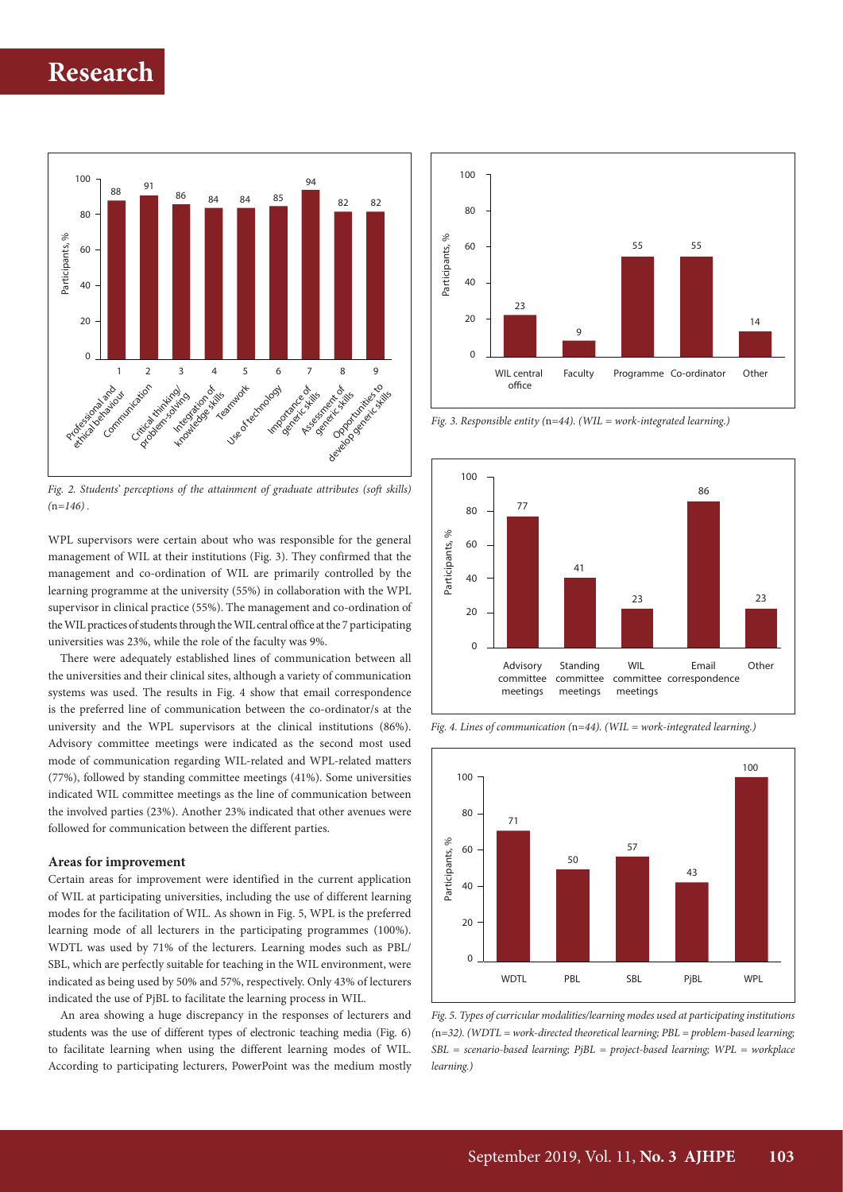Fig. 2. Students' perceptions of the attainment of graduate attributes (soft skills) (n=146) .

WPL supervisors were certain about who was responsible for the general management of WIL at their institutions (Fig. 3). They confirmed that the management and co-ordination of WIL are primarily controlled by the learning programme at the university (55%) in collaboration with the WPL supervisor in clinical practice (55%). The management and co-ordination of the WIL practices of students through the WIL central office at the 7 participating universities was 23%, while the role of the faculty was 9%.

There were adequately established lines of communication between all the universities and their clinical sites, although a variety of communication systems was used. The results in Fig. 4 show that email correspondence is the preferred line of communication between the co-ordinator/s at the university and the WPL supervisors at the clinical institutions (86%). Advisory committee meetings were indicated as the second most used mode of communication regarding WIL-related and WPL-related matters (77%), followed by standing committee meetings (41%). Some universities indicated WIL committee meetings as the line of communication between the involved parties (23%). Another 23% indicated that other avenues were followed for communication between the different parties.

### Areas for improvement

Certain areas for improvement were identified in the current application of WIL at participating universities, including the use of different learning modes for the facilitation of WIL. As shown in Fig. 5, WPL is the preferred learning mode of all lecturers in the participating programmes (100%). WDTL was used by 71% of the lecturers. Learning modes such as PBL/SBL, which are perfectly suitable for teaching in the WIL environment, were indicated as being used by 50% and 57%, respectively. Only 43% of lecturers indicated the use of PjBL to facilitate the learning process in WIL.

An area showing a huge discrepancy in the responses of lecturers and students was the use of different types of electronic teaching media (Fig. 6) to facilitate learning when using the different learning modes of WIL. According to participating lecturers, PowerPoint was the medium mostly

Fig. 3. Responsible entity (n=44). (WIL = work-integrated learning.)

Fig. 4. Lines of communication (n=44). (WIL = work-integrated learning.)

Fig. 5. Types of curricular modalities/learning modes used at participating institutions (n=32). (WDTL = work-directed theoretical learning; PBL = problem-based learning; SBL = scenario-based learning; PjBL = project-based learning; WPL = workplace learning.)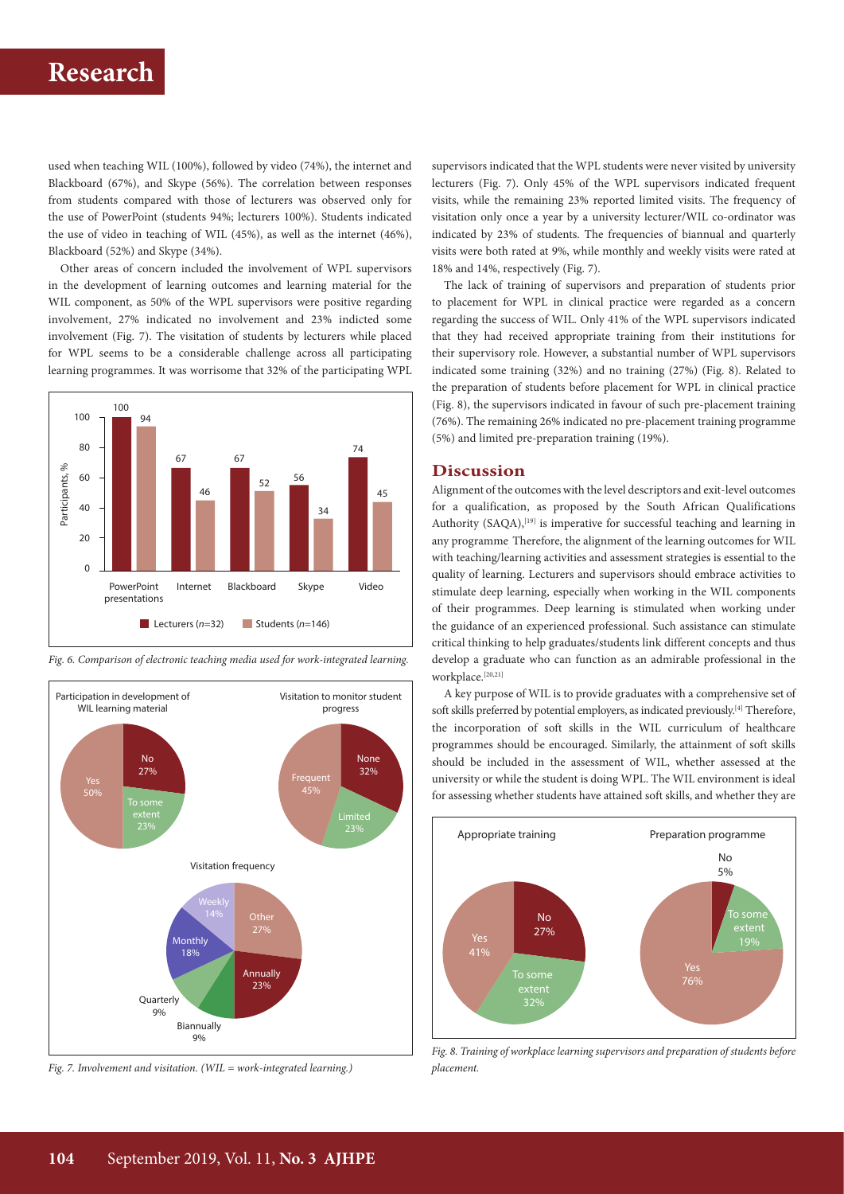used when teaching WIL (100%), followed by video (74%), the internet and Blackboard (67%), and Skype (56%). The correlation between responses from students compared with those of lecturers was observed only for the use of PowerPoint (students 94%; lecturers 100%). Students indicated the use of video in teaching of WIL (45%), as well as the internet (46%), Blackboard (52%) and Skype (34%).

Other areas of concern included the involvement of WPL supervisors in the development of learning outcomes and learning material for the WIL component, as 50% of the WPL supervisors were positive regarding involvement, 27% indicated no involvement and 23% indicted some involvement (Fig. 7). The visitation of students by lecturers while placed for WPL seems to be a considerable challenge across all participating learning programmes. It was worrisome that 32% of the participating WPL supervisors indicated that the WPL students were never visited by university lecturers (Fig. 7). Only 45% of the WPL supervisors indicated frequent visits, while the remaining 23% reported limited visits. The frequency of visitation only once a year by a university lecturer/WIL co-ordinator was indicated by 23% of students. The frequencies of biannual and quarterly visits were both rated at 9%, while monthly and weekly visits were rated at 18% and 14%, respectively (Fig. 7).

*Fig. 6. Comparison of electronic teaching media used for work-integrated learning.*

*Fig. 7. Involvement and visitation. (WIL = work-integrated learning.)*

The lack of training of supervisors and preparation of students prior to placement for WPL in clinical practice were regarded as a concern regarding the success of WIL. Only 41% of the WPL supervisors indicated that they had received appropriate training from their institutions for their supervisory role. However, a substantial number of WPL supervisors indicated some training (32%) and no training (27%) (Fig. 8). Related to the preparation of students before placement for WPL in clinical practice (Fig. 8), the supervisors indicated in favour of such pre-placement training (76%). The remaining 26% indicated no pre-placement training programme (5%) and limited pre-preparation training (19%).

## Discussion

Alignment of the outcomes with the level descriptors and exit-level outcomes for a qualification, as proposed by the South African Qualifications Authority (SAQA),[19] is imperative for successful teaching and learning in any programme. Therefore, the alignment of the learning outcomes for WIL with teaching/learning activities and assessment strategies is essential to the quality of learning. Lecturers and supervisors should embrace activities to stimulate deep learning, especially when working in the WIL components of their programmes. Deep learning is stimulated when working under the guidance of an experienced professional. Such assistance can stimulate critical thinking to help graduates/students link different concepts and thus develop a graduate who can function as an admirable professional in the workplace.[20,21]

A key purpose of WIL is to provide graduates with a comprehensive set of soft skills preferred by potential employers, as indicated previously.[4] Therefore, the incorporation of soft skills in the WIL curriculum of healthcare programmes should be encouraged. Similarly, the attainment of soft skills should be included in the assessment of WIL, whether assessed at the university or while the student is doing WPL. The WIL environment is ideal for assessing whether students have attained soft skills, and whether they are

*Fig. 8. Training of workplace learning supervisors and preparation of students before placement.*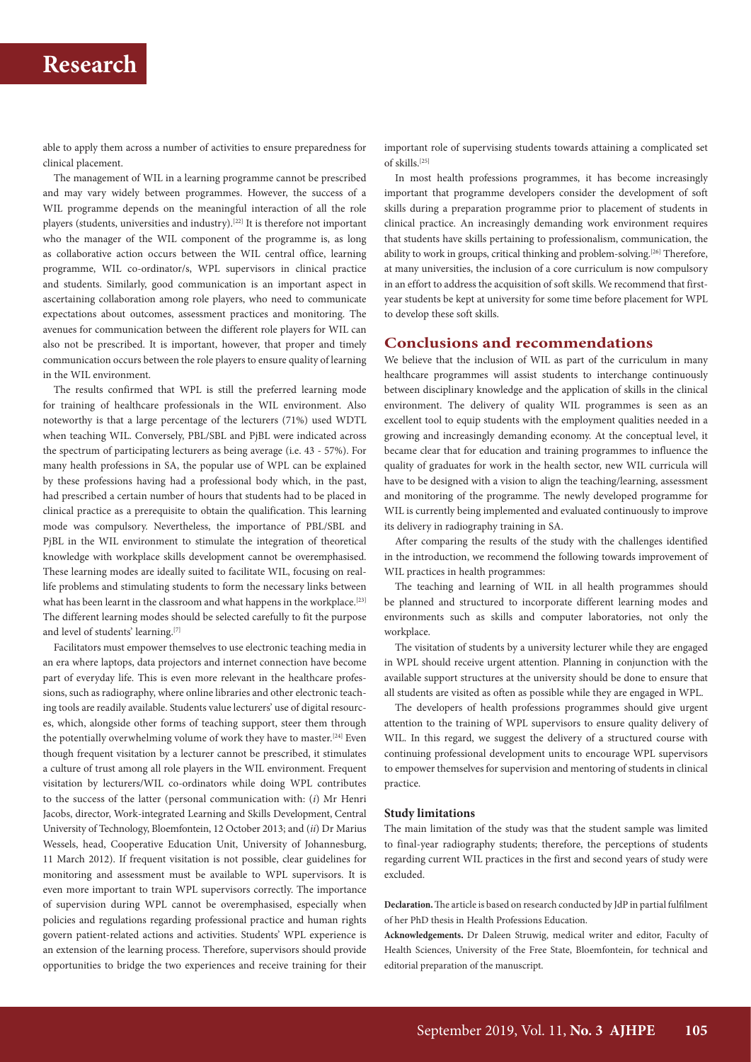able to apply them across a number of activities to ensure preparedness for clinical placement.

The management of WIL in a learning programme cannot be prescribed and may vary widely between programmes. However, the success of a WIL programme depends on the meaningful interaction of all the role players (students, universities and industry).[22] It is therefore not important who the manager of the WIL component of the programme is, as long as collaborative action occurs between the WIL central office, learning programme, WIL co-ordinator/s, WPL supervisors in clinical practice and students. Similarly, good communication is an important aspect in ascertaining collaboration among role players, who need to communicate expectations about outcomes, assessment practices and monitoring. The avenues for communication between the different role players for WIL can also not be prescribed. It is important, however, that proper and timely communication occurs between the role players to ensure quality of learning in the WIL environment.

The results confirmed that WPL is still the preferred learning mode for training of healthcare professionals in the WIL environment. Also noteworthy is that a large percentage of the lecturers (71%) used WDTL when teaching WIL. Conversely, PBL/SBL and PjBL were indicated across the spectrum of participating lecturers as being average (i.e. 43 - 57%). For many health professions in SA, the popular use of WPL can be explained by these professions having had a professional body which, in the past, had prescribed a certain number of hours that students had to be placed in clinical practice as a prerequisite to obtain the qualification. This learning mode was compulsory. Nevertheless, the importance of PBL/SBL and PjBL in the WIL environment to stimulate the integration of theoretical knowledge with workplace skills development cannot be overemphasised. These learning modes are ideally suited to facilitate WIL, focusing on real-life problems and stimulating students to form the necessary links between what has been learnt in the classroom and what happens in the workplace.[23] The different learning modes should be selected carefully to fit the purpose and level of students' learning.[7]

Facilitators must empower themselves to use electronic teaching media in an era where laptops, data projectors and internet connection have become part of everyday life. This is even more relevant in the healthcare professions, such as radiography, where online libraries and other electronic teaching tools are readily available. Students value lecturers' use of digital resources, which, alongside other forms of teaching support, steer them through the potentially overwhelming volume of work they have to master.[24] Even though frequent visitation by a lecturer cannot be prescribed, it stimulates a culture of trust among all role players in the WIL environment. Frequent visitation by lecturers/WIL co-ordinators while doing WPL contributes to the success of the latter (personal communication with: (*i*) Mr Henri Jacobs, director, Work-integrated Learning and Skills Development, Central University of Technology, Bloemfontein, 12 October 2013; and (*ii*) Dr Marius Wessels, head, Cooperative Education Unit, University of Johannesburg, 11 March 2012). If frequent visitation is not possible, clear guidelines for monitoring and assessment must be available to WPL supervisors. It is even more important to train WPL supervisors correctly. The importance of supervision during WPL cannot be overemphasised, especially when policies and regulations regarding professional practice and human rights govern patient-related actions and activities. Students' WPL experience is an extension of the learning process. Therefore, supervisors should provide opportunities to bridge the two experiences and receive training for their important role of supervising students towards attaining a complicated set of skills.[25]

In most health professions programmes, it has become increasingly important that programme developers consider the development of soft skills during a preparation programme prior to placement of students in clinical practice. An increasingly demanding work environment requires that students have skills pertaining to professionalism, communication, the ability to work in groups, critical thinking and problem-solving.[26] Therefore, at many universities, the inclusion of a core curriculum is now compulsory in an effort to address the acquisition of soft skills. We recommend that first-year students be kept at university for some time before placement for WPL to develop these soft skills.

## Conclusions and recommendations

We believe that the inclusion of WIL as part of the curriculum in many healthcare programmes will assist students to interchange continuously between disciplinary knowledge and the application of skills in the clinical environment. The delivery of quality WIL programmes is seen as an excellent tool to equip students with the employment qualities needed in a growing and increasingly demanding economy. At the conceptual level, it became clear that for education and training programmes to influence the quality of graduates for work in the health sector, new WIL curricula will have to be designed with a vision to align the teaching/learning, assessment and monitoring of the programme. The newly developed programme for WIL is currently being implemented and evaluated continuously to improve its delivery in radiography training in SA.

After comparing the results of the study with the challenges identified in the introduction, we recommend the following towards improvement of WIL practices in health programmes:

The teaching and learning of WIL in all health programmes should be planned and structured to incorporate different learning modes and environments such as skills and computer laboratories, not only the workplace.

The visitation of students by a university lecturer while they are engaged in WPL should receive urgent attention. Planning in conjunction with the available support structures at the university should be done to ensure that all students are visited as often as possible while they are engaged in WPL.

The developers of health professions programmes should give urgent attention to the training of WPL supervisors to ensure quality delivery of WIL. In this regard, we suggest the delivery of a structured course with continuing professional development units to encourage WPL supervisors to empower themselves for supervision and mentoring of students in clinical practice.

### Study limitations

The main limitation of the study was that the student sample was limited to final-year radiography students; therefore, the perceptions of students regarding current WIL practices in the first and second years of study were excluded.

**Declaration.** The article is based on research conducted by JdP in partial fulfilment of her PhD thesis in Health Professions Education.

**Acknowledgements.** Dr Daleen Struwig, medical writer and editor, Faculty of Health Sciences, University of the Free State, Bloemfontein, for technical and editorial preparation of the manuscript.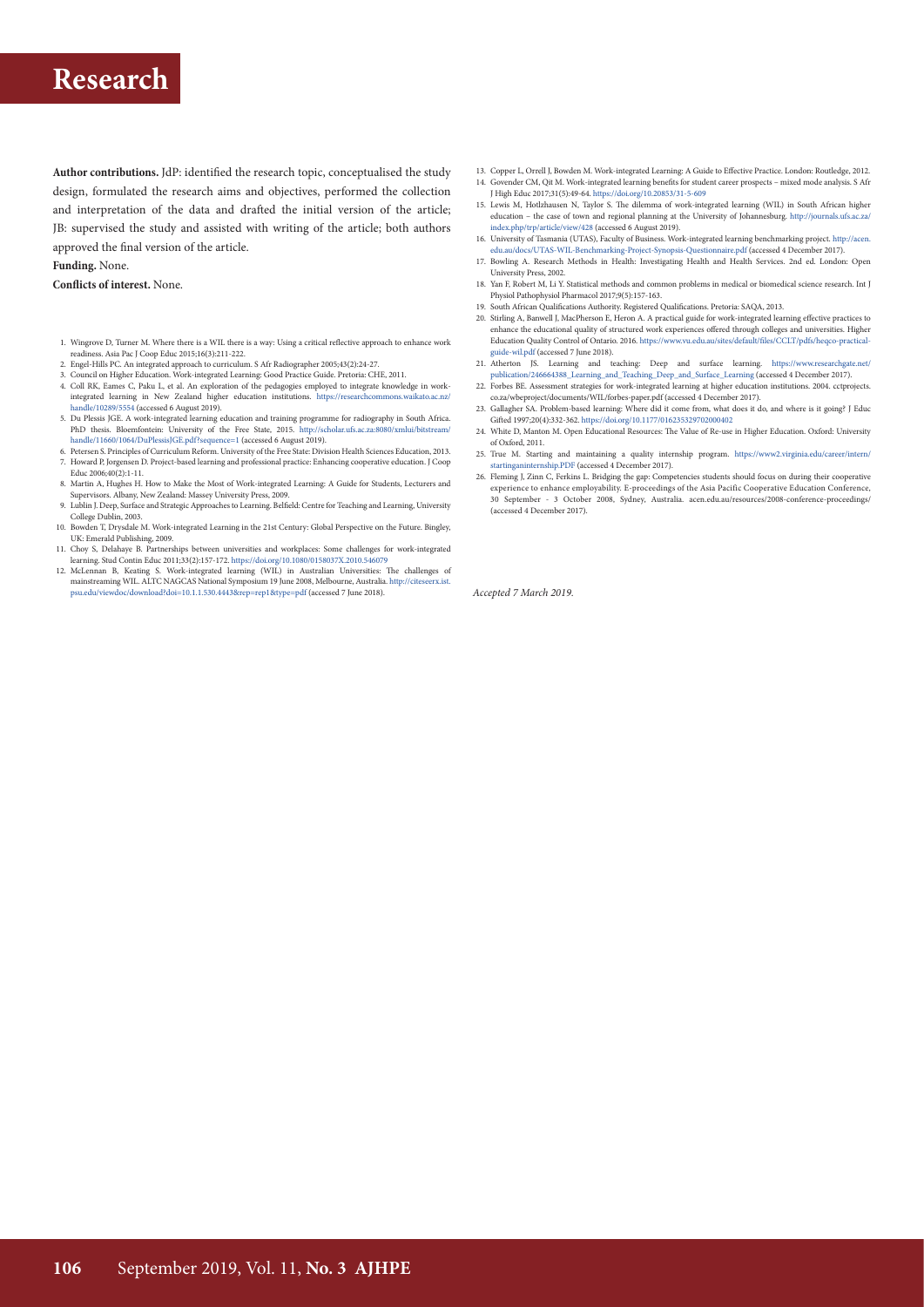**Author contributions.** JdP: identified the research topic, conceptualised the study design, formulated the research aims and objectives, performed the collection and interpretation of the data and drafted the initial version of the article; JB: supervised the study and assisted with writing of the article; both authors approved the final version of the article.

**Funding.** None.

**Conflicts of interest.** None.

1. Wingrove D, Turner M. Where there is a WIL there is a way: Using a critical reflective approach to enhance work readiness. Asia Pac J Coop Educ 2015;16(3):211-222.
2. Engel-Hills PC. An integrated approach to curriculum. S Afr Radiographer 2005;43(2):24-27.
3. Council on Higher Education. Work-integrated Learning: Good Practice Guide. Pretoria: CHE, 2011.
4. Coll RK, Eames C, Paku L, et al. An exploration of the pedagogies employed to integrate knowledge in work-integrated learning in New Zealand higher education institutions. https://researchcommons.waikato.ac.nz/handle/10289/5554 (accessed 6 August 2019).
5. Du Plessis JGE. A work-integrated learning education and training programme for radiography in South Africa. PhD thesis. Bloemfontein: University of the Free State, 2015. http://scholar.ufs.ac.za:8080/xmlui/bitstream/handle/11660/1064/DuPlessisJGE.pdf?sequence=1 (accessed 6 August 2019).
6. Petersen S. Principles of Curriculum Reform. University of the Free State: Division Health Sciences Education, 2013.
7. Howard P, Jorgensen D. Project-based learning and professional practice: Enhancing cooperative education. J Coop Educ 2006;40(2):1-11.
8. Martin A, Hughes H. How to Make the Most of Work-integrated Learning: A Guide for Students, Lecturers and Supervisors. Albany, New Zealand: Massey University Press, 2009.
9. Lublin J. Deep, Surface and Strategic Approaches to Learning. Belfield: Centre for Teaching and Learning, University College Dublin, 2003.
10. Bowden T, Drysdale M. Work-integrated Learning in the 21st Century: Global Perspective on the Future. Bingley, UK: Emerald Publishing, 2009.
11. Choy S, Delahaye B. Partnerships between universities and workplaces: Some challenges for work-integrated learning. Stud Contin Educ 2011;33(2):157-172. https://doi.org/10.1080/0158037X.2010.546079
12. McLennan B, Keating S. Work-integrated learning (WIL) in Australian Universities: The challenges of mainstreaming WIL. ALTC NAGCAS National Symposium 19 June 2008, Melbourne, Australia. http://citeseerx.ist.psu.edu/viewdoc/download?doi=10.1.1.530.4443&rep=rep1&type=pdf (accessed 7 June 2018).
13. Copper L, Orrell J, Bowden M. Work-integrated Learning: A Guide to Effective Practice. London: Routledge, 2012.
14. Govender CM, Qit M. Work-integrated learning benefits for student career prospects – mixed mode analysis. S Afr J High Educ 2017;31(5):49-64. https://doi.org/10.20853/31-5-609
15. Lewis M, Hotlzhausen N, Taylor S. The dilemma of work-integrated learning (WIL) in South African higher education – the case of town and regional planning at the University of Johannesburg. http://journals.ufs.ac.za/index.php/trp/article/view/428 (accessed 6 August 2019).
16. University of Tasmania (UTAS), Faculty of Business. Work-integrated learning benchmarking project. http://acen.edu.au/docs/UTAS-WIL-Benchmarking-Project-Synopsis-Questionnaire.pdf (accessed 4 December 2017).
17. Bowling A. Research Methods in Health: Investigating Health and Health Services. 2nd ed. London: Open University Press, 2002.
18. Yan F, Robert M, Li Y. Statistical methods and common problems in medical or biomedical science research. Int J Physiol Pathophysiol Pharmacol 2017;9(5):157-163.
19. South African Qualifications Authority. Registered Qualifications. Pretoria: SAQA, 2013.
20. Stirling A, Banwell J, MacPherson E, Heron A. A practical guide for work-integrated learning effective practices to enhance the educational quality of structured work experiences offered through colleges and universities. Higher Education Quality Control of Ontario. 2016. https://www.vu.edu.au/sites/default/files/CCLT/pdfs/heqco-practical-guide-wil.pdf (accessed 7 June 2018).
21. Atherton JS. Learning and teaching: Deep and surface learning. https://www.researchgate.net/publication/246664388_Learning_and_Teaching_Deep_and_Surface_Learning (accessed 4 December 2017).
22. Forbes BE. Assessment strategies for work-integrated learning at higher education institutions. 2004. cctprojects.co.za/wbeproject/documents/WIL/forbes-paper.pdf (accessed 4 December 2017).
23. Gallagher SA. Problem-based learning: Where did it come from, what does it do, and where is it going? J Educ Gifted 1997;20(4):332-362. https://doi.org/10.1177/016235329702000402
24. White D, Manton M. Open Educational Resources: The Value of Re-use in Higher Education. Oxford: University of Oxford, 2011.
25. True M. Starting and maintaining a quality internship program. https://www2.virginia.edu/career/intern/startinganinternship.PDF (accessed 4 December 2017).
26. Fleming J, Zinn C, Ferkins L. Bridging the gap: Competencies students should focus on during their cooperative experience to enhance employability. E-proceedings of the Asia Pacific Cooperative Education Conference, 30 September - 3 October 2008, Sydney, Australia. acen.edu.au/resources/2008-conference-proceedings/ (accessed 4 December 2017).

*Accepted 7 March 2019.*